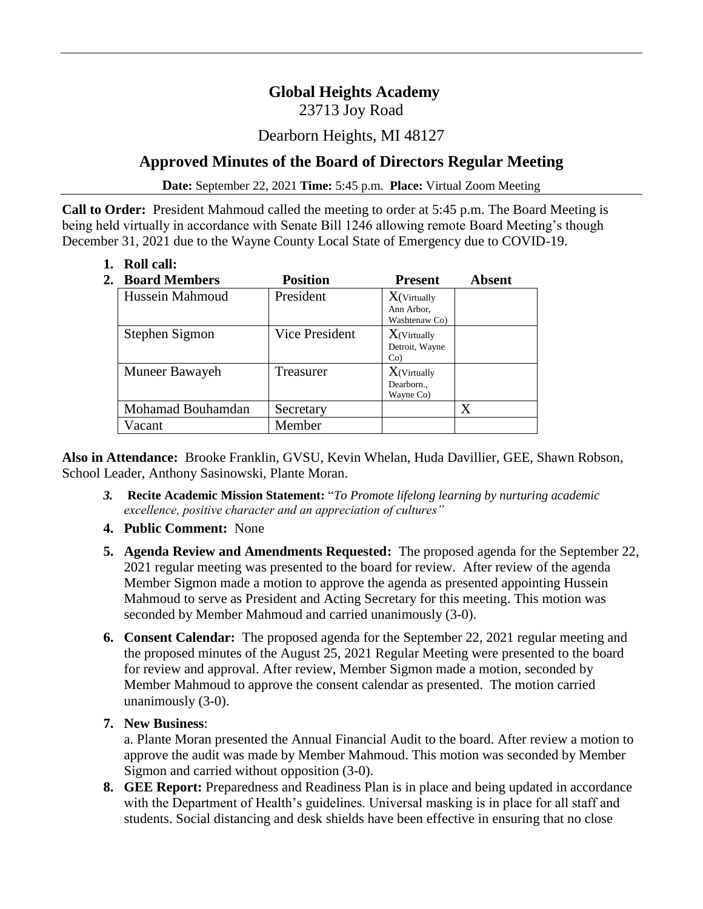# Global Heights Academy

23713 Joy Road

Dearborn Heights, MI 48127

## Approved Minutes of the Board of Directors Regular Meeting

**Date:** September 22, 2021 **Time:** 5:45 p.m. **Place:** Virtual Zoom Meeting

**Call to Order:** President Mahmoud called the meeting to order at 5:45 p.m. The Board Meeting is being held virtually in accordance with Senate Bill 1246 allowing remote Board Meeting's though December 31, 2021 due to the Wayne County Local State of Emergency due to COVID-19.

1. **Roll call:**
2. **Board Members**

| Board Members | Position | Present | Absent |
|---|---|---|---|
| Hussein Mahmoud | President | X(Virtually Ann Arbor, Washtenaw Co) | |
| Stephen Sigmon | Vice President | X(Virtually Detroit, Wayne Co) | |
| Muneer Bawayeh | Treasurer | X(Virtually Dearborn., Wayne Co) | |
| Mohamad Bouhamdan | Secretary | | X |
| Vacant | Member | | |

**Also in Attendance:** Brooke Franklin, GVSU, Kevin Whelan, Huda Davillier, GEE, Shawn Robson, School Leader, Anthony Sasinowski, Plante Moran.

3. **Recite Academic Mission Statement:** "*To Promote lifelong learning by nurturing academic excellence, positive character and an appreciation of cultures"*
4. **Public Comment:** None
5. **Agenda Review and Amendments Requested:** The proposed agenda for the September 22, 2021 regular meeting was presented to the board for review. After review of the agenda Member Sigmon made a motion to approve the agenda as presented appointing Hussein Mahmoud to serve as President and Acting Secretary for this meeting. This motion was seconded by Member Mahmoud and carried unanimously (3-0).
6. **Consent Calendar:** The proposed agenda for the September 22, 2021 regular meeting and the proposed minutes of the August 25, 2021 Regular Meeting were presented to the board for review and approval. After review, Member Sigmon made a motion, seconded by Member Mahmoud to approve the consent calendar as presented. The motion carried unanimously (3-0).
7. **New Business**:

   a. Plante Moran presented the Annual Financial Audit to the board. After review a motion to approve the audit was made by Member Mahmoud. This motion was seconded by Member Sigmon and carried without opposition (3-0).
8. **GEE Report:** Preparedness and Readiness Plan is in place and being updated in accordance with the Department of Health's guidelines. Universal masking is in place for all staff and students. Social distancing and desk shields have been effective in ensuring that no close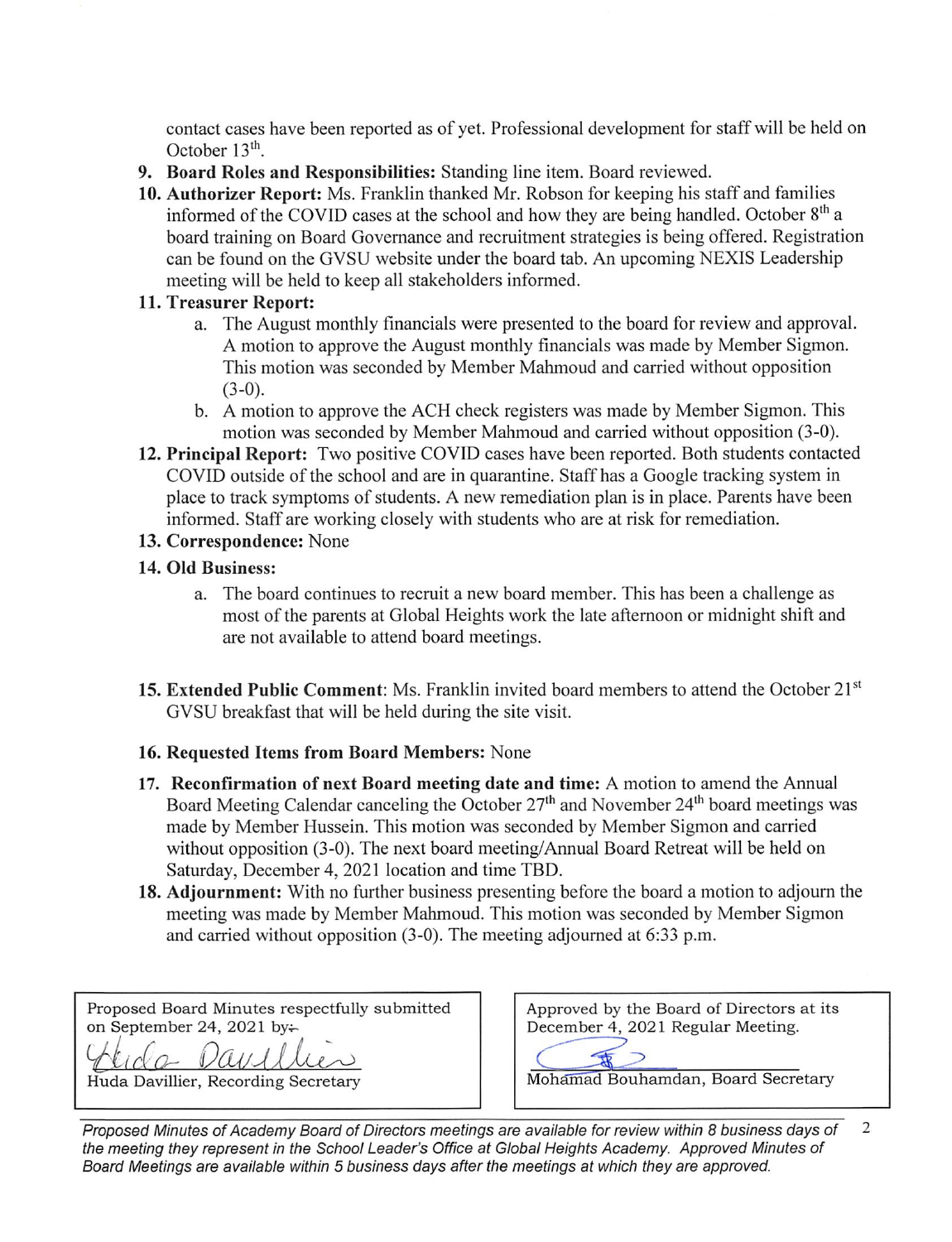contact cases have been reported as of yet. Professional development for staff will be held on October 13th.

9. **Board Roles and Responsibilities:** Standing line item. Board reviewed.
10. **Authorizer Report:** Ms. Franklin thanked Mr. Robson for keeping his staff and families informed of the COVID cases at the school and how they are being handled. October 8th a board training on Board Governance and recruitment strategies is being offered. Registration can be found on the GVSU website under the board tab. An upcoming NEXIS Leadership meeting will be held to keep all stakeholders informed.
11. **Treasurer Report:**
    a. The August monthly financials were presented to the board for review and approval. A motion to approve the August monthly financials was made by Member Sigmon. This motion was seconded by Member Mahmoud and carried without opposition (3-0).
    b. A motion to approve the ACH check registers was made by Member Sigmon. This motion was seconded by Member Mahmoud and carried without opposition (3-0).
12. **Principal Report:** Two positive COVID cases have been reported. Both students contacted COVID outside of the school and are in quarantine. Staff has a Google tracking system in place to track symptoms of students. A new remediation plan is in place. Parents have been informed. Staff are working closely with students who are at risk for remediation.
13. **Correspondence:** None
14. **Old Business:**
    a. The board continues to recruit a new board member. This has been a challenge as most of the parents at Global Heights work the late afternoon or midnight shift and are not available to attend board meetings.
15. **Extended Public Comment**: Ms. Franklin invited board members to attend the October 21st GVSU breakfast that will be held during the site visit.
16. **Requested Items from Board Members:** None
17. **Reconfirmation of next Board meeting date and time:** A motion to amend the Annual Board Meeting Calendar canceling the October 27th and November 24th board meetings was made by Member Hussein. This motion was seconded by Member Sigmon and carried without opposition (3-0). The next board meeting/Annual Board Retreat will be held on Saturday, December 4, 2021 location and time TBD.
18. **Adjournment:** With no further business presenting before the board a motion to adjourn the meeting was made by Member Mahmoud. This motion was seconded by Member Sigmon and carried without opposition (3-0). The meeting adjourned at 6:33 p.m.

Proposed Board Minutes respectfully submitted on September 24, 2021 by:

Huda Davillier

Huda Davillier, Recording Secretary

Approved by the Board of Directors at its December 4, 2021 Regular Meeting.

Mohamad Bouhamdan, Board Secretary

*Proposed Minutes of Academy Board of Directors meetings are available for review within 8 business days of the meeting they represent in the School Leader's Office at Global Heights Academy. Approved Minutes of Board Meetings are available within 5 business days after the meetings at which they are approved.*